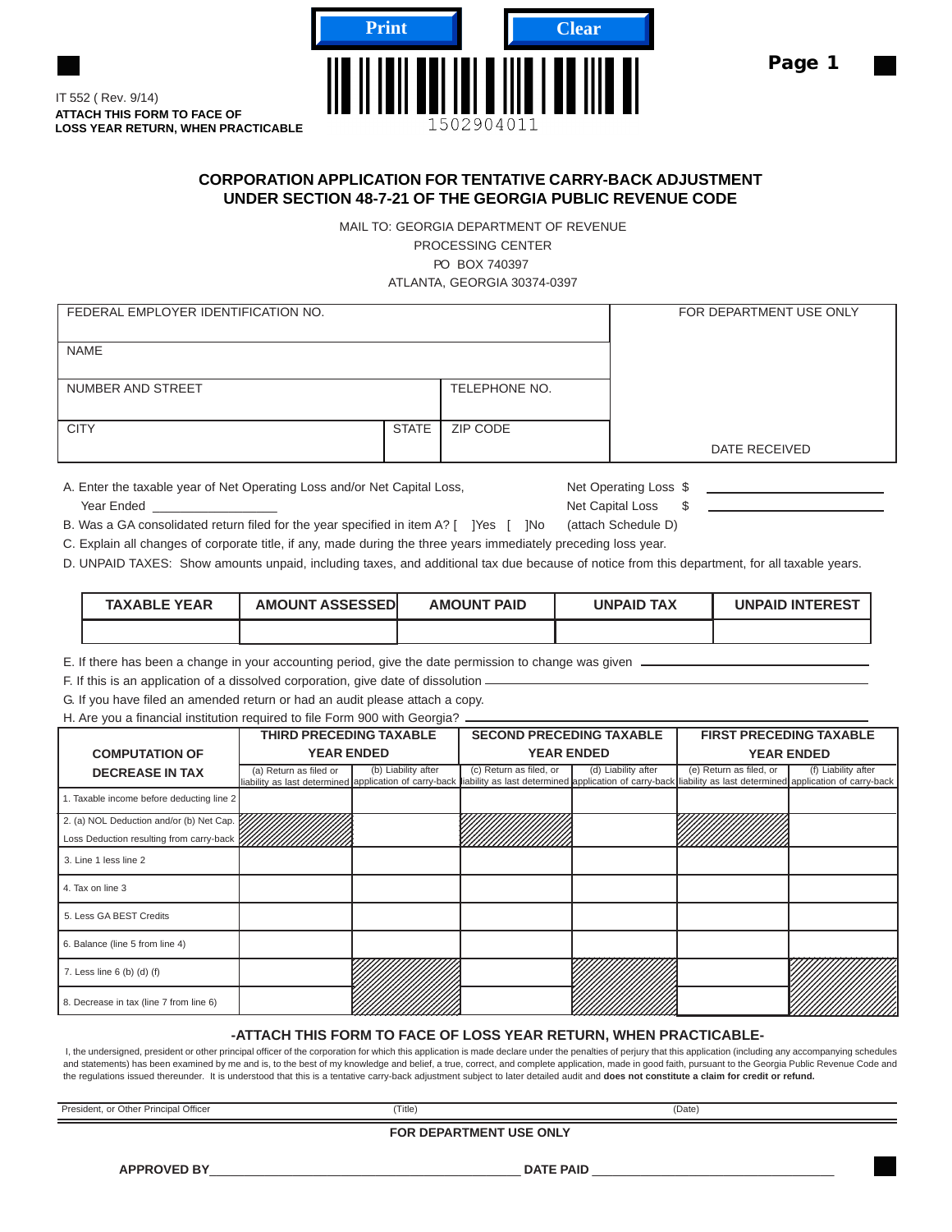IT 552 ( Rev. 9/14)
**ATTACH THIS FORM TO FACE OF LOSS YEAR RETURN, WHEN PRACTICABLE**

1502904011

**Page 1**

## CORPORATION APPLICATION FOR TENTATIVE CARRY-BACK ADJUSTMENT UNDER SECTION 48-7-21 OF THE GEORGIA PUBLIC REVENUE CODE

MAIL TO: GEORGIA DEPARTMENT OF REVENUE
PROCESSING CENTER
PO BOX 740397
ATLANTA, GEORGIA 30374-0397

| FEDERAL EMPLOYER IDENTIFICATION NO. | | | FOR DEPARTMENT USE ONLY |
|---|---|---|---|
| NAME | | | |
| NUMBER AND STREET | | TELEPHONE NO. | |
| CITY | STATE | ZIP CODE | DATE RECEIVED |

A. Enter the taxable year of Net Operating Loss and/or Net Capital Loss, Year Ended __________________ Net Operating Loss $ __________________ Net Capital Loss $ __________________

B. Was a GA consolidated return filed for the year specified in item A? [ ]Yes [ ]No (attach Schedule D)

C. Explain all changes of corporate title, if any, made during the three years immediately preceding loss year.

D. UNPAID TAXES: Show amounts unpaid, including taxes, and additional tax due because of notice from this department, for all taxable years.

| TAXABLE YEAR | AMOUNT ASSESSED | AMOUNT PAID | UNPAID TAX | UNPAID INTEREST |
|---|---|---|---|---|
| | | | | |

E. If there has been a change in your accounting period, give the date permission to change was given __________________

F. If this is an application of a dissolved corporation, give date of dissolution __________________

G. If you have filed an amended return or had an audit please attach a copy.

H. Are you a financial institution required to file Form 900 with Georgia? __________________

| COMPUTATION OF DECREASE IN TAX | THIRD PRECEDING TAXABLE YEAR ENDED | | SECOND PRECEDING TAXABLE YEAR ENDED | | FIRST PRECEDING TAXABLE YEAR ENDED | |
|---|---|---|---|---|---|---|
| | (a) Return as filed or liability as last determined | (b) Liability after application of carry-back | (c) Return as filed, or liability as last determined | (d) Liability after application of carry-back | (e) Return as filed, or liability as last determined | (f) Liability after application of carry-back |
| 1. Taxable income before deducting line 2 | | | | | | |
| 2. (a) NOL Deduction and/or (b) Net Cap. Loss Deduction resulting from carry-back | | | | | | |
| 3. Line 1 less line 2 | | | | | | |
| 4. Tax on line 3 | | | | | | |
| 5. Less GA BEST Credits | | | | | | |
| 6. Balance (line 5 from line 4) | | | | | | |
| 7. Less line 6 (b) (d) (f) | | | | | | |
| 8. Decrease in tax (line 7 from line 6) | | | | | | |

### -ATTACH THIS FORM TO FACE OF LOSS YEAR RETURN, WHEN PRACTICABLE-

I, the undersigned, president or other principal officer of the corporation for which this application is made declare under the penalties of perjury that this application (including any accompanying schedules and statements) has been examined by me and is, to the best of my knowledge and belief, a true, correct, and complete application, made in good faith, pursuant to the Georgia Public Revenue Code and the regulations issued thereunder. It is understood that this is a tentative carry-back adjustment subject to later detailed audit and **does not constitute a claim for credit or refund.**

President, or Other Principal Officer (Title) (Date)

**FOR DEPARTMENT USE ONLY**

**APPROVED BY** __________________ **DATE PAID** __________________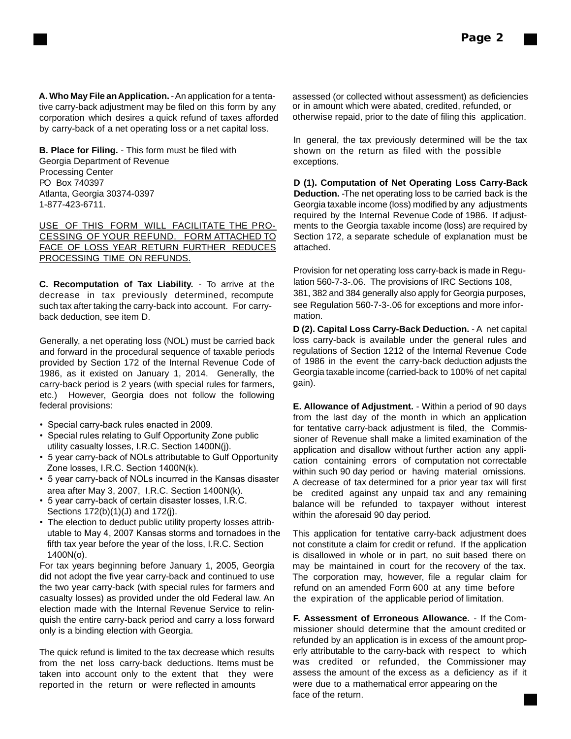**A. Who May File an Application.** - An application for a tentative carry-back adjustment may be filed on this form by any corporation which desires a quick refund of taxes afforded by carry-back of a net operating loss or a net capital loss.

**B. Place for Filing.** - This form must be filed with
Georgia Department of Revenue
Processing Center
PO Box 740397
Atlanta, Georgia 30374-0397
1-877-423-6711.

<u>USE OF THIS FORM WILL FACILITATE THE PROCESSING OF YOUR REFUND. FORM ATTACHED TO FACE OF LOSS YEAR RETURN FURTHER REDUCES PROCESSING TIME ON REFUNDS.</u>

**C. Recomputation of Tax Liability.** - To arrive at the decrease in tax previously determined, recompute such tax after taking the carry-back into account. For carry-back deduction, see item D.

Generally, a net operating loss (NOL) must be carried back and forward in the procedural sequence of taxable periods provided by Section 172 of the Internal Revenue Code of 1986, as it existed on January 1, 2014. Generally, the carry-back period is 2 years (with special rules for farmers, etc.) However, Georgia does not follow the following federal provisions:

- Special carry-back rules enacted in 2009.
- Special rules relating to Gulf Opportunity Zone public utility casualty losses, I.R.C. Section 1400N(j).
- 5 year carry-back of NOLs attributable to Gulf Opportunity Zone losses, I.R.C. Section 1400N(k).
- 5 year carry-back of NOLs incurred in the Kansas disaster area after May 3, 2007, I.R.C. Section 1400N(k).
- 5 year carry-back of certain disaster losses, I.R.C. Sections 172(b)(1)(J) and 172(j).
- The election to deduct public utility property losses attributable to May 4, 2007 Kansas storms and tornadoes in the fifth tax year before the year of the loss, I.R.C. Section 1400N(o).

For tax years beginning before January 1, 2005, Georgia did not adopt the five year carry-back and continued to use the two year carry-back (with special rules for farmers and casualty losses) as provided under the old Federal law. An election made with the Internal Revenue Service to relinquish the entire carry-back period and carry a loss forward only is a binding election with Georgia.

The quick refund is limited to the tax decrease which results from the net loss carry-back deductions. Items must be taken into account only to the extent that they were reported in the return or were reflected in amounts assessed (or collected without assessment) as deficiencies or in amount which were abated, credited, refunded, or otherwise repaid, prior to the date of filing this application.

In general, the tax previously determined will be the tax shown on the return as filed with the possible exceptions.

**D (1). Computation of Net Operating Loss Carry-Back Deduction.** -The net operating loss to be carried back is the Georgia taxable income (loss) modified by any adjustments required by the Internal Revenue Code of 1986. If adjustments to the Georgia taxable income (loss) are required by Section 172, a separate schedule of explanation must be attached.

Provision for net operating loss carry-back is made in Regulation 560-7-3-.06. The provisions of IRC Sections 108, 381, 382 and 384 generally also apply for Georgia purposes, see Regulation 560-7-3-.06 for exceptions and more information.

**D (2). Capital Loss Carry-Back Deduction.** - A net capital loss carry-back is available under the general rules and regulations of Section 1212 of the Internal Revenue Code of 1986 in the event the carry-back deduction adjusts the Georgia taxable income (carried-back to 100% of net capital gain).

**E. Allowance of Adjustment.** - Within a period of 90 days from the last day of the month in which an application for tentative carry-back adjustment is filed, the Commissioner of Revenue shall make a limited examination of the application and disallow without further action any application containing errors of computation not correctable within such 90 day period or having material omissions. A decrease of tax determined for a prior year tax will first be credited against any unpaid tax and any remaining balance will be refunded to taxpayer without interest within the aforesaid 90 day period.

This application for tentative carry-back adjustment does not constitute a claim for credit or refund. If the application is disallowed in whole or in part, no suit based there on may be maintained in court for the recovery of the tax. The corporation may, however, file a regular claim for refund on an amended Form 600 at any time before the expiration of the applicable period of limitation.

**F. Assessment of Erroneous Allowance.** - If the Commissioner should determine that the amount credited or refunded by an application is in excess of the amount properly attributable to the carry-back with respect to which was credited or refunded, the Commissioner may assess the amount of the excess as a deficiency as if it were due to a mathematical error appearing on the face of the return.